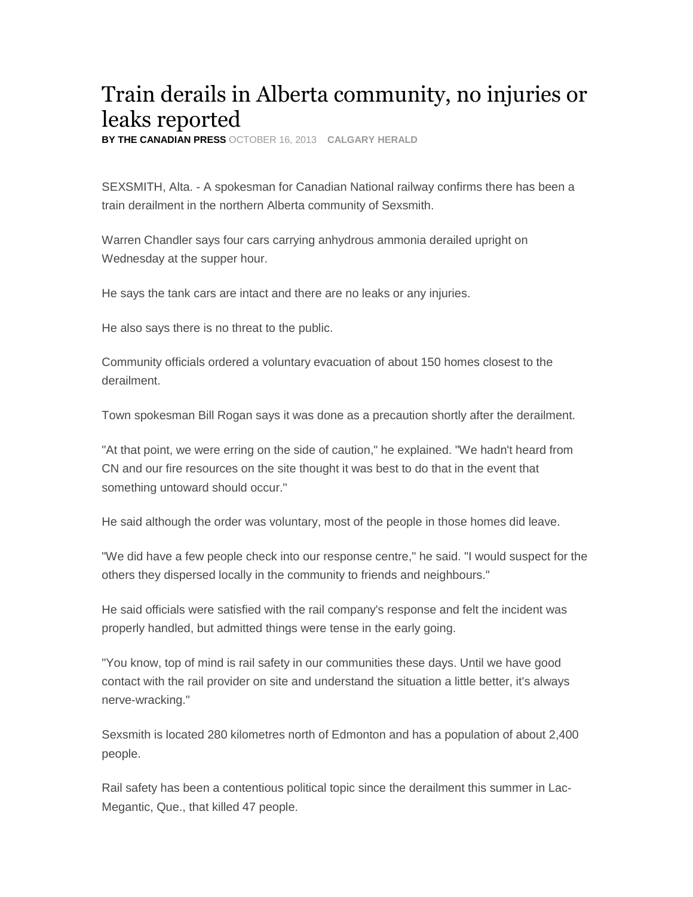# Train derails in Alberta community, no injuries or leaks reported

**BY THE CANADIAN PRESS** OCTOBER 16, 2013 **CALGARY HERALD**

SEXSMITH, Alta. - A spokesman for Canadian National railway confirms there has been a train derailment in the northern Alberta community of Sexsmith.

Warren Chandler says four cars carrying anhydrous ammonia derailed upright on Wednesday at the supper hour.

He says the tank cars are intact and there are no leaks or any injuries.

He also says there is no threat to the public.

Community officials ordered a voluntary evacuation of about 150 homes closest to the derailment.

Town spokesman Bill Rogan says it was done as a precaution shortly after the derailment.

"At that point, we were erring on the side of caution," he explained. "We hadn't heard from CN and our fire resources on the site thought it was best to do that in the event that something untoward should occur."

He said although the order was voluntary, most of the people in those homes did leave.

"We did have a few people check into our response centre," he said. "I would suspect for the others they dispersed locally in the community to friends and neighbours."

He said officials were satisfied with the rail company's response and felt the incident was properly handled, but admitted things were tense in the early going.

"You know, top of mind is rail safety in our communities these days. Until we have good contact with the rail provider on site and understand the situation a little better, it's always nerve-wracking."

Sexsmith is located 280 kilometres north of Edmonton and has a population of about 2,400 people.

Rail safety has been a contentious political topic since the derailment this summer in Lac-Megantic, Que., that killed 47 people.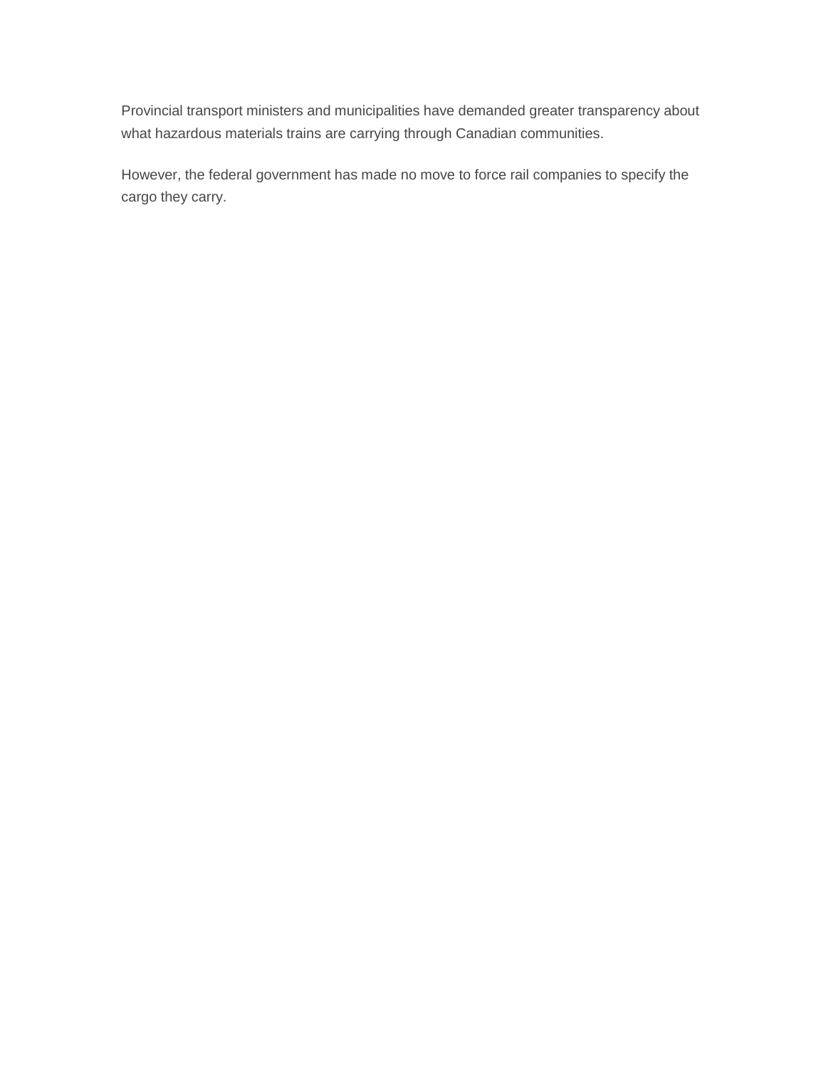Provincial transport ministers and municipalities have demanded greater transparency about what hazardous materials trains are carrying through Canadian communities.

However, the federal government has made no move to force rail companies to specify the cargo they carry.